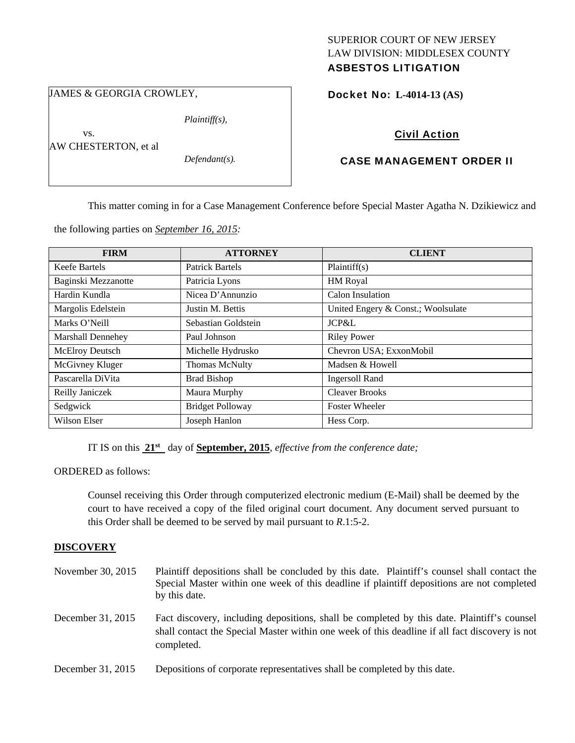SUPERIOR COURT OF NEW JERSEY
LAW DIVISION: MIDDLESEX COUNTY
**ASBESTOS LITIGATION**

JAMES & GEORGIA CROWLEY,

*Plaintiff(s),*

vs.

AW CHESTERTON, et al

*Defendant(s).*

**Docket No: L-4014-13 (AS)**

**Civil Action**

**CASE MANAGEMENT ORDER II**

This matter coming in for a Case Management Conference before Special Master Agatha N. Dzikiewicz and the following parties on *September 16, 2015:*

| FIRM | ATTORNEY | CLIENT |
|---|---|---|
| Keefe Bartels | Patrick Bartels | Plaintiff(s) |
| Baginski Mezzanotte | Patricia Lyons | HM Royal |
| Hardin Kundla | Nicea D'Annunzio | Calon Insulation |
| Margolis Edelstein | Justin M. Bettis | United Engery & Const.; Woolsulate |
| Marks O'Neill | Sebastian Goldstein | JCP&L |
| Marshall Dennehey | Paul Johnson | Riley Power |
| McElroy Deutsch | Michelle Hydrusko | Chevron USA; ExxonMobil |
| McGivney Kluger | Thomas McNulty | Madsen & Howell |
| Pascarella DiVita | Brad Bishop | Ingersoll Rand |
| Reilly Janiczek | Maura Murphy | Cleaver Brooks |
| Sedgwick | Bridget Polloway | Foster Wheeler |
| Wilson Elser | Joseph Hanlon | Hess Corp. |

IT IS on this **21st** day of **September, 2015**, *effective from the conference date;*

ORDERED as follows:

Counsel receiving this Order through computerized electronic medium (E-Mail) shall be deemed by the court to have received a copy of the filed original court document. Any document served pursuant to this Order shall be deemed to be served by mail pursuant to *R*.1:5-2.

## DISCOVERY

November 30, 2015 — Plaintiff depositions shall be concluded by this date. Plaintiff's counsel shall contact the Special Master within one week of this deadline if plaintiff depositions are not completed by this date.

December 31, 2015 — Fact discovery, including depositions, shall be completed by this date. Plaintiff's counsel shall contact the Special Master within one week of this deadline if all fact discovery is not completed.

December 31, 2015 — Depositions of corporate representatives shall be completed by this date.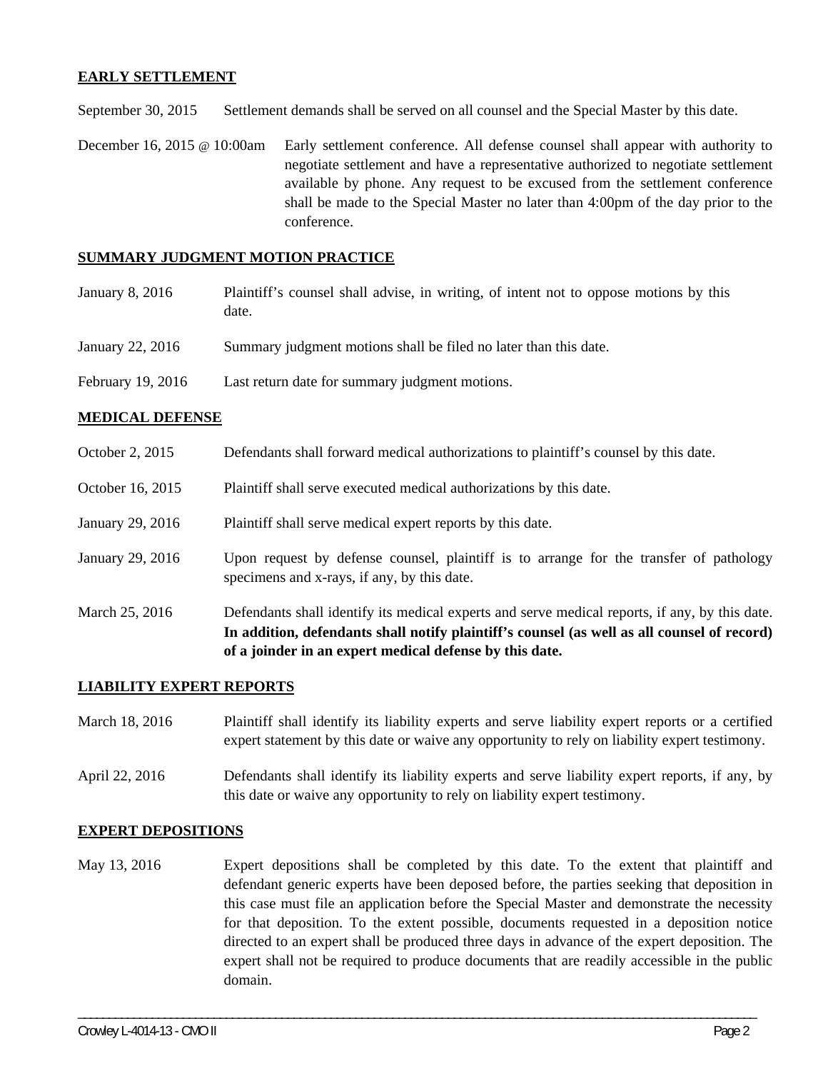**EARLY SETTLEMENT**

September 30, 2015 Settlement demands shall be served on all counsel and the Special Master by this date.

December 16, 2015 @ 10:00am Early settlement conference. All defense counsel shall appear with authority to negotiate settlement and have a representative authorized to negotiate settlement available by phone. Any request to be excused from the settlement conference shall be made to the Special Master no later than 4:00pm of the day prior to the conference.

**SUMMARY JUDGMENT MOTION PRACTICE**

January 8, 2016 Plaintiff's counsel shall advise, in writing, of intent not to oppose motions by this date.

January 22, 2016 Summary judgment motions shall be filed no later than this date.

February 19, 2016 Last return date for summary judgment motions.

**MEDICAL DEFENSE**

October 2, 2015 Defendants shall forward medical authorizations to plaintiff's counsel by this date.

October 16, 2015 Plaintiff shall serve executed medical authorizations by this date.

January 29, 2016 Plaintiff shall serve medical expert reports by this date.

January 29, 2016 Upon request by defense counsel, plaintiff is to arrange for the transfer of pathology specimens and x-rays, if any, by this date.

March 25, 2016 Defendants shall identify its medical experts and serve medical reports, if any, by this date. **In addition, defendants shall notify plaintiff's counsel (as well as all counsel of record) of a joinder in an expert medical defense by this date.**

**LIABILITY EXPERT REPORTS**

March 18, 2016 Plaintiff shall identify its liability experts and serve liability expert reports or a certified expert statement by this date or waive any opportunity to rely on liability expert testimony.

April 22, 2016 Defendants shall identify its liability experts and serve liability expert reports, if any, by this date or waive any opportunity to rely on liability expert testimony.

**EXPERT DEPOSITIONS**

May 13, 2016 Expert depositions shall be completed by this date. To the extent that plaintiff and defendant generic experts have been deposed before, the parties seeking that deposition in this case must file an application before the Special Master and demonstrate the necessity for that deposition. To the extent possible, documents requested in a deposition notice directed to an expert shall be produced three days in advance of the expert deposition. The expert shall not be required to produce documents that are readily accessible in the public domain.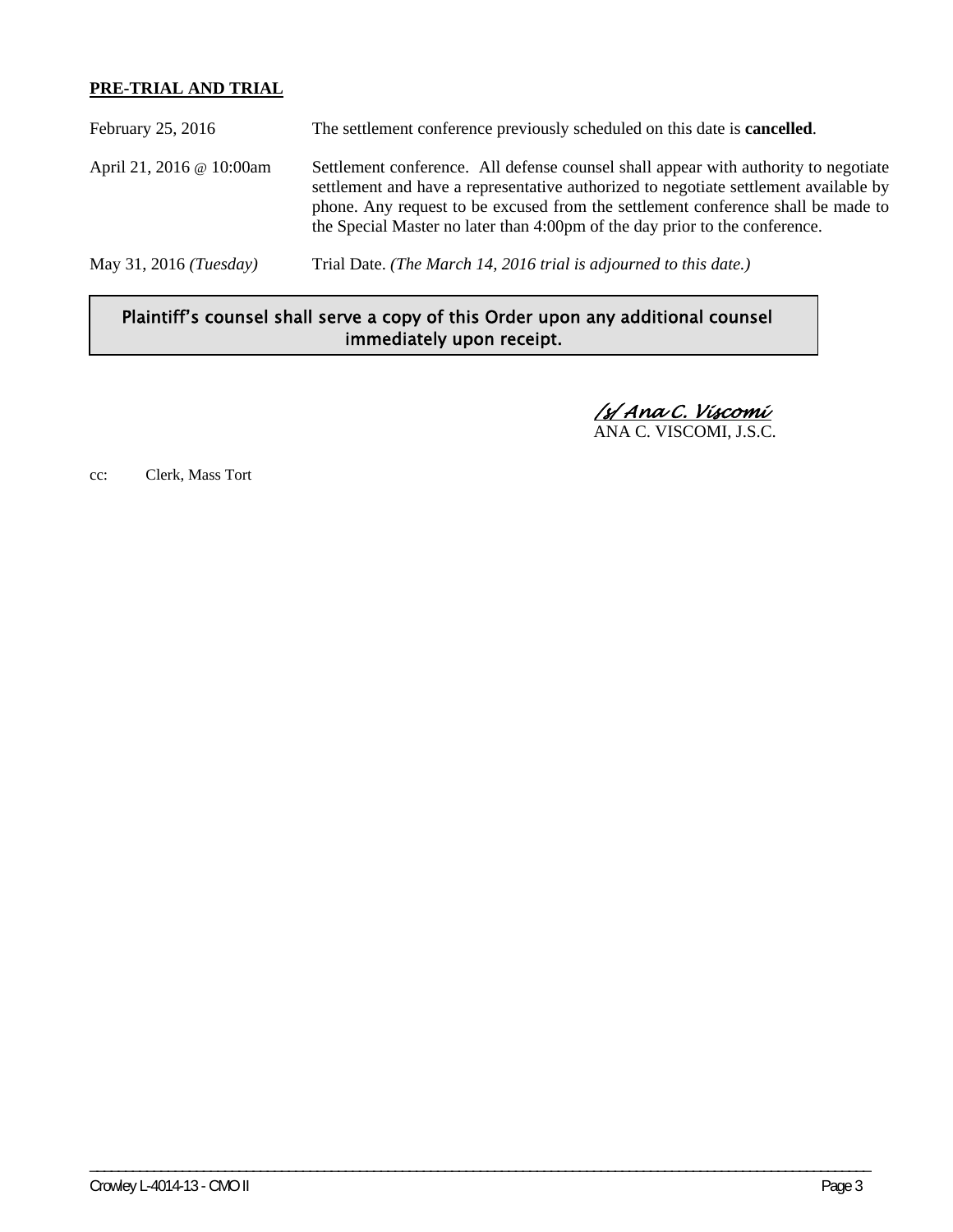**PRE-TRIAL AND TRIAL**

| | |
|---|---|
| February 25, 2016 | The settlement conference previously scheduled on this date is **cancelled**. |
| April 21, 2016 @ 10:00am | Settlement conference. All defense counsel shall appear with authority to negotiate settlement and have a representative authorized to negotiate settlement available by phone. Any request to be excused from the settlement conference shall be made to the Special Master no later than 4:00pm of the day prior to the conference. |
| May 31, 2016 *(Tuesday)* | Trial Date. *(The March 14, 2016 trial is adjourned to this date.)* |

**Plaintiff's counsel shall serve a copy of this Order upon any additional counsel immediately upon receipt.**

*/s/ Ana C. Viscomi*
ANA C. VISCOMI, J.S.C.

cc: Clerk, Mass Tort